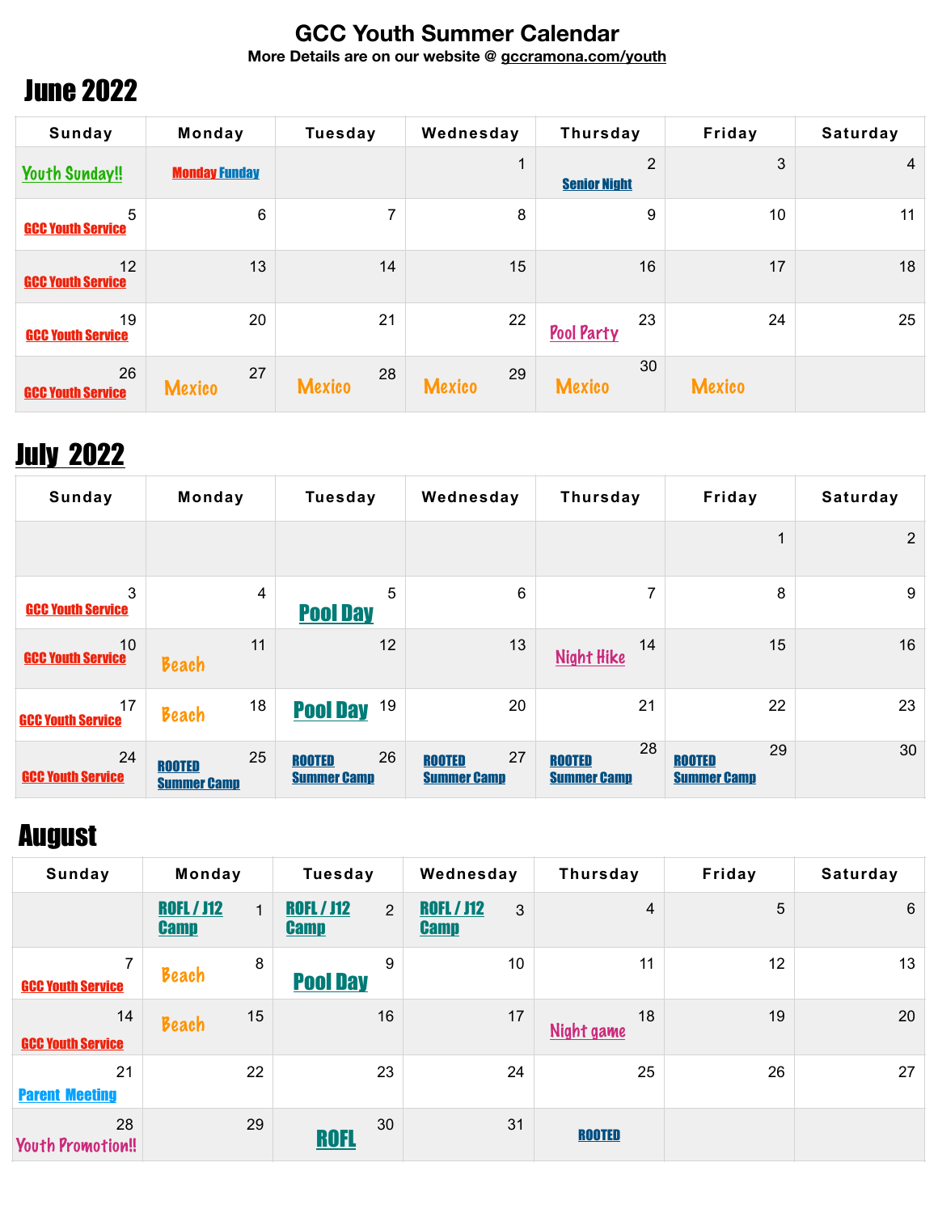# GCC Youth Summer Calendar

**More Details are on our website @ gccramona.com/youth**

## June 2022

| Sunday | Monday | Tuesday | Wednesday | Thursday | Friday | Saturday |
|---|---|---|---|---|---|---|
| Youth Sunday!! | Monday Funday | | 1 | 2 Senior Night | 3 | 4 |
| 5 GCC Youth Service | 6 | 7 | 8 | 9 | 10 | 11 |
| 12 GCC Youth Service | 13 | 14 | 15 | 16 | 17 | 18 |
| 19 GCC Youth Service | 20 | 21 | 22 | 23 Pool Party | 24 | 25 |
| 26 GCC Youth Service | 27 Mexico | 28 Mexico | 29 Mexico | 30 Mexico | Mexico | |

## July 2022

| Sunday | Monday | Tuesday | Wednesday | Thursday | Friday | Saturday |
|---|---|---|---|---|---|---|
| | | | | | 1 | 2 |
| 3 GCC Youth Service | 4 | 5 Pool Day | 6 | 7 | 8 | 9 |
| 10 GCC Youth Service | 11 Beach | 12 | 13 | 14 Night Hike | 15 | 16 |
| 17 GCC Youth Service | 18 Beach | 19 Pool Day | 20 | 21 | 22 | 23 |
| 24 GCC Youth Service | 25 ROOTED Summer Camp | 26 ROOTED Summer Camp | 27 ROOTED Summer Camp | 28 ROOTED Summer Camp | 29 ROOTED Summer Camp | 30 |

## August

| Sunday | Monday | Tuesday | Wednesday | Thursday | Friday | Saturday |
|---|---|---|---|---|---|---|
| | 1 ROFL / J12 Camp | 2 ROFL / J12 Camp | 3 ROFL / J12 Camp | 4 | 5 | 6 |
| 7 GCC Youth Service | 8 Beach | 9 Pool Day | 10 | 11 | 12 | 13 |
| 14 GCC Youth Service | 15 Beach | 16 | 17 | 18 Night game | 19 | 20 |
| 21 Parent Meeting | 22 | 23 | 24 | 25 | 26 | 27 |
| 28 Youth Promotion!! | 29 | 30 ROFL | 31 | ROOTED | | |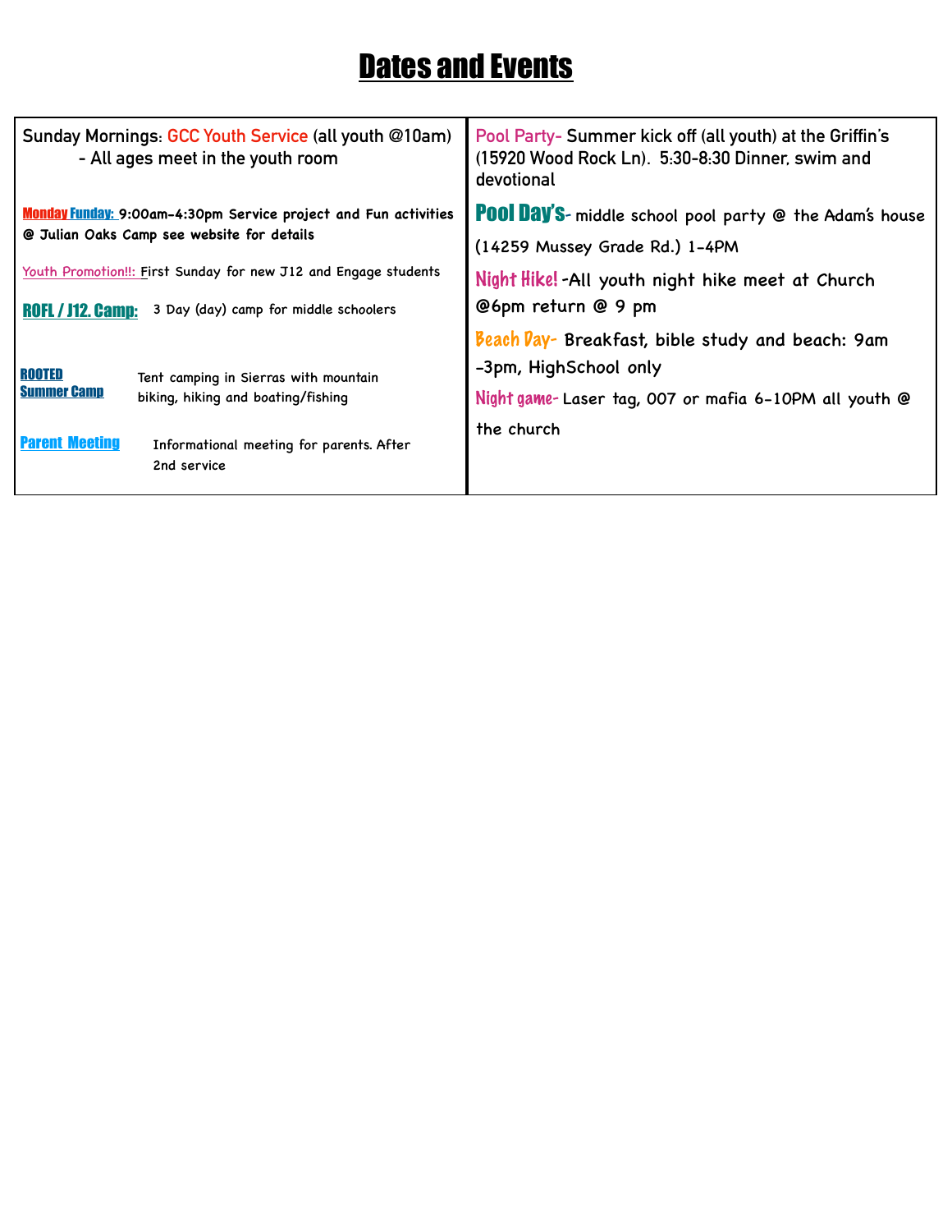# Dates and Events

Sunday Mornings: GCC Youth Service (all youth @10am)
- All ages meet in the youth room

**Monday Funday:** 9:00am-4:30pm Service project and Fun activities @ Julian Oaks Camp see website for details

Youth Promotion!!: First Sunday for new J12 and Engage students

**ROFL / J12. Camp:** 3 Day (day) camp for middle schoolers

**ROOTED Summer Camp** Tent camping in Sierras with mountain biking, hiking and boating/fishing

**Parent Meeting** Informational meeting for parents. After 2nd service

Pool Party- Summer kick off (all youth) at the Griffin's (15920 Wood Rock Ln). 5:30-8:30 Dinner, swim and devotional

**Pool Day's**- middle school pool party @ the Adam's house (14259 Mussey Grade Rd.) 1-4PM

**Night Hike!** -All youth night hike meet at Church @6pm return @ 9 pm

**Beach Day-** Breakfast, bible study and beach: 9am -3pm, HighSchool only

**Night game-** Laser tag, 007 or mafia 6-10PM all youth @ the church